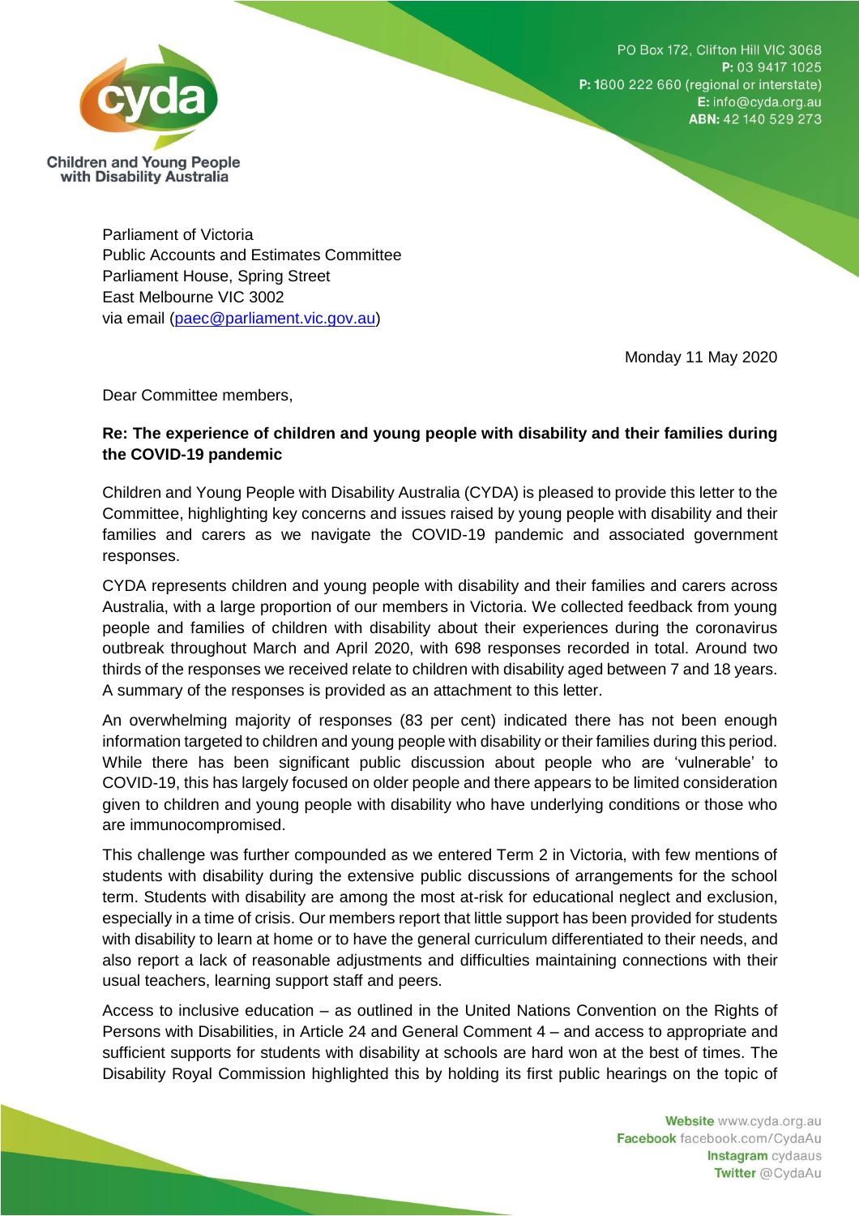Children and Young People with Disability Australia

PO Box 172, Clifton Hill VIC 3068
**P:** 03 9417 1025
**P:** 1800 222 660 (regional or interstate)
**E:** info@cyda.org.au
**ABN:** 42 140 529 273

Parliament of Victoria
Public Accounts and Estimates Committee
Parliament House, Spring Street
East Melbourne VIC 3002
via email (paec@parliament.vic.gov.au)

Monday 11 May 2020

Dear Committee members,

**Re: The experience of children and young people with disability and their families during the COVID-19 pandemic**

Children and Young People with Disability Australia (CYDA) is pleased to provide this letter to the Committee, highlighting key concerns and issues raised by young people with disability and their families and carers as we navigate the COVID-19 pandemic and associated government responses.

CYDA represents children and young people with disability and their families and carers across Australia, with a large proportion of our members in Victoria. We collected feedback from young people and families of children with disability about their experiences during the coronavirus outbreak throughout March and April 2020, with 698 responses recorded in total. Around two thirds of the responses we received relate to children with disability aged between 7 and 18 years. A summary of the responses is provided as an attachment to this letter.

An overwhelming majority of responses (83 per cent) indicated there has not been enough information targeted to children and young people with disability or their families during this period. While there has been significant public discussion about people who are 'vulnerable' to COVID-19, this has largely focused on older people and there appears to be limited consideration given to children and young people with disability who have underlying conditions or those who are immunocompromised.

This challenge was further compounded as we entered Term 2 in Victoria, with few mentions of students with disability during the extensive public discussions of arrangements for the school term. Students with disability are among the most at-risk for educational neglect and exclusion, especially in a time of crisis. Our members report that little support has been provided for students with disability to learn at home or to have the general curriculum differentiated to their needs, and also report a lack of reasonable adjustments and difficulties maintaining connections with their usual teachers, learning support staff and peers.

Access to inclusive education – as outlined in the United Nations Convention on the Rights of Persons with Disabilities, in Article 24 and General Comment 4 – and access to appropriate and sufficient supports for students with disability at schools are hard won at the best of times. The Disability Royal Commission highlighted this by holding its first public hearings on the topic of

**Website** www.cyda.org.au
**Facebook** facebook.com/CydaAu
**Instagram** cydaaus
**Twitter** @CydaAu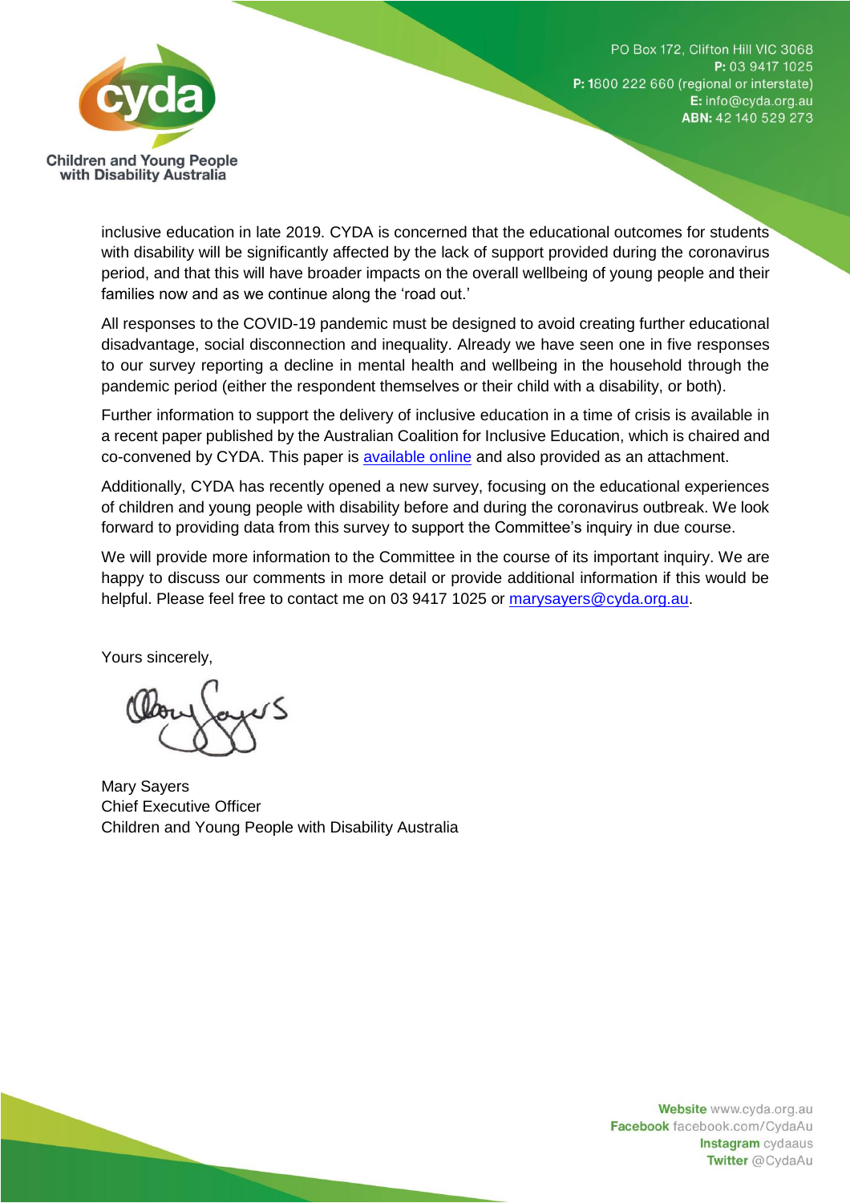inclusive education in late 2019. CYDA is concerned that the educational outcomes for students with disability will be significantly affected by the lack of support provided during the coronavirus period, and that this will have broader impacts on the overall wellbeing of young people and their families now and as we continue along the 'road out.'

All responses to the COVID-19 pandemic must be designed to avoid creating further educational disadvantage, social disconnection and inequality. Already we have seen one in five responses to our survey reporting a decline in mental health and wellbeing in the household through the pandemic period (either the respondent themselves or their child with a disability, or both).

Further information to support the delivery of inclusive education in a time of crisis is available in a recent paper published by the Australian Coalition for Inclusive Education, which is chaired and co-convened by CYDA. This paper is available online and also provided as an attachment.

Additionally, CYDA has recently opened a new survey, focusing on the educational experiences of children and young people with disability before and during the coronavirus outbreak. We look forward to providing data from this survey to support the Committee's inquiry in due course.

We will provide more information to the Committee in the course of its important inquiry. We are happy to discuss our comments in more detail or provide additional information if this would be helpful. Please feel free to contact me on 03 9417 1025 or marysayers@cyda.org.au.

Yours sincerely,

Mary Sayers
Chief Executive Officer
Children and Young People with Disability Australia